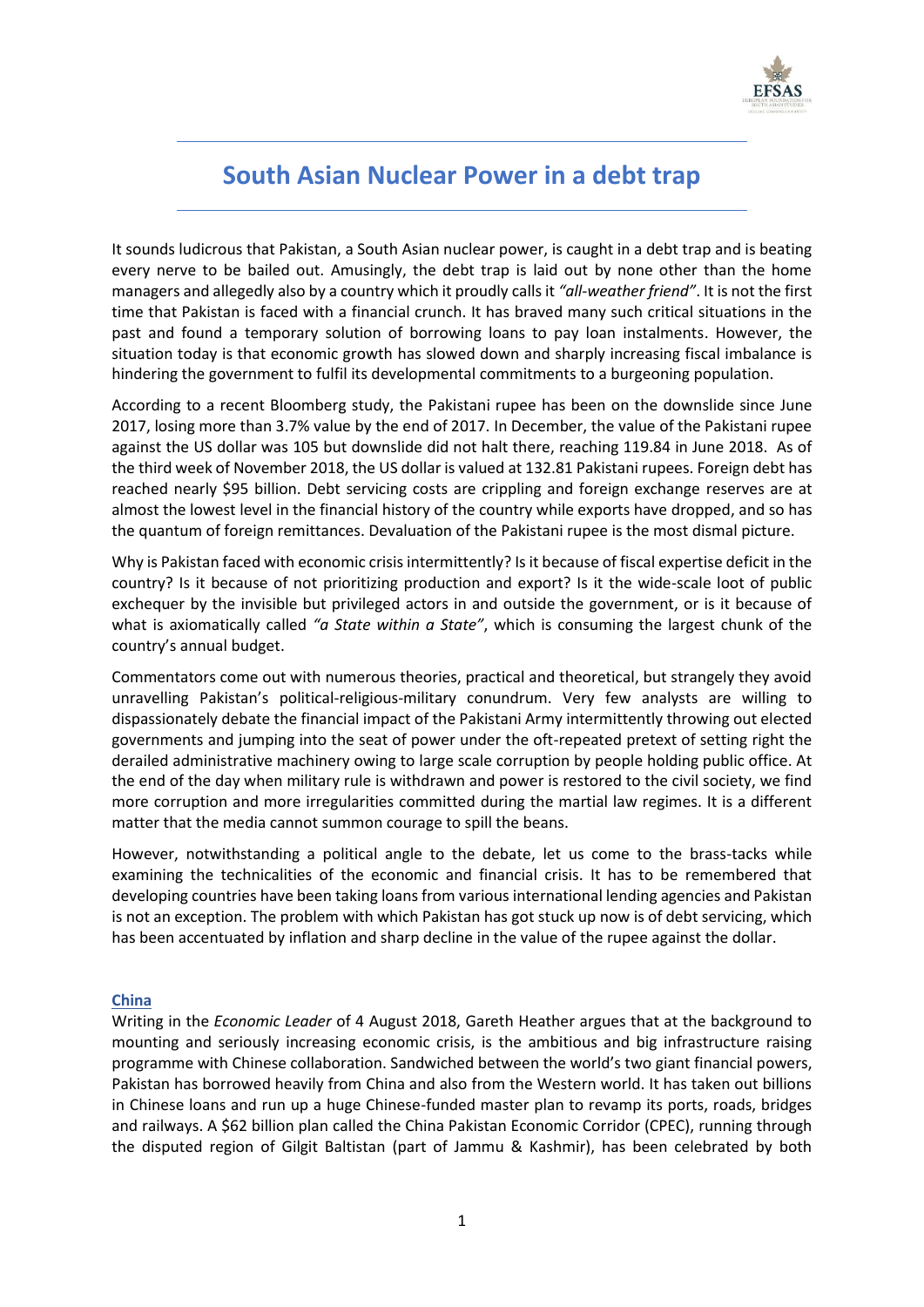# South Asian Nuclear Power in a debt trap

It sounds ludicrous that Pakistan, a South Asian nuclear power, is caught in a debt trap and is beating every nerve to be bailed out. Amusingly, the debt trap is laid out by none other than the home managers and allegedly also by a country which it proudly calls it *"all-weather friend"*. It is not the first time that Pakistan is faced with a financial crunch. It has braved many such critical situations in the past and found a temporary solution of borrowing loans to pay loan instalments. However, the situation today is that economic growth has slowed down and sharply increasing fiscal imbalance is hindering the government to fulfil its developmental commitments to a burgeoning population.

According to a recent Bloomberg study, the Pakistani rupee has been on the downslide since June 2017, losing more than 3.7% value by the end of 2017. In December, the value of the Pakistani rupee against the US dollar was 105 but downslide did not halt there, reaching 119.84 in June 2018. As of the third week of November 2018, the US dollar is valued at 132.81 Pakistani rupees. Foreign debt has reached nearly $95 billion. Debt servicing costs are crippling and foreign exchange reserves are at almost the lowest level in the financial history of the country while exports have dropped, and so has the quantum of foreign remittances. Devaluation of the Pakistani rupee is the most dismal picture.

Why is Pakistan faced with economic crisis intermittently? Is it because of fiscal expertise deficit in the country? Is it because of not prioritizing production and export? Is it the wide-scale loot of public exchequer by the invisible but privileged actors in and outside the government, or is it because of what is axiomatically called *"a State within a State"*, which is consuming the largest chunk of the country's annual budget.

Commentators come out with numerous theories, practical and theoretical, but strangely they avoid unravelling Pakistan's political-religious-military conundrum. Very few analysts are willing to dispassionately debate the financial impact of the Pakistani Army intermittently throwing out elected governments and jumping into the seat of power under the oft-repeated pretext of setting right the derailed administrative machinery owing to large scale corruption by people holding public office. At the end of the day when military rule is withdrawn and power is restored to the civil society, we find more corruption and more irregularities committed during the martial law regimes. It is a different matter that the media cannot summon courage to spill the beans.

However, notwithstanding a political angle to the debate, let us come to the brass-tacks while examining the technicalities of the economic and financial crisis. It has to be remembered that developing countries have been taking loans from various international lending agencies and Pakistan is not an exception. The problem with which Pakistan has got stuck up now is of debt servicing, which has been accentuated by inflation and sharp decline in the value of the rupee against the dollar.

## China

Writing in the *Economic Leader* of 4 August 2018, Gareth Heather argues that at the background to mounting and seriously increasing economic crisis, is the ambitious and big infrastructure raising programme with Chinese collaboration. Sandwiched between the world's two giant financial powers, Pakistan has borrowed heavily from China and also from the Western world. It has taken out billions in Chinese loans and run up a huge Chinese-funded master plan to revamp its ports, roads, bridges and railways. A $62 billion plan called the China Pakistan Economic Corridor (CPEC), running through the disputed region of Gilgit Baltistan (part of Jammu & Kashmir), has been celebrated by both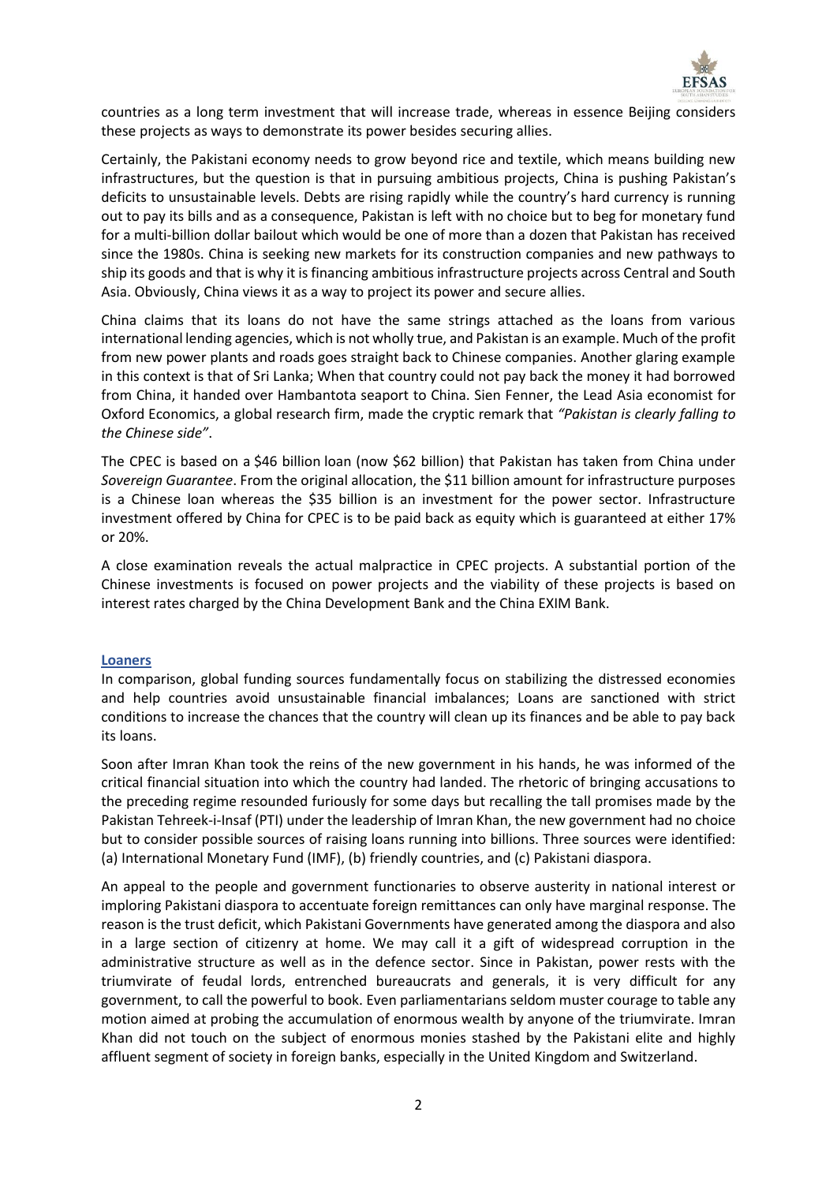countries as a long term investment that will increase trade, whereas in essence Beijing considers these projects as ways to demonstrate its power besides securing allies.

Certainly, the Pakistani economy needs to grow beyond rice and textile, which means building new infrastructures, but the question is that in pursuing ambitious projects, China is pushing Pakistan's deficits to unsustainable levels. Debts are rising rapidly while the country's hard currency is running out to pay its bills and as a consequence, Pakistan is left with no choice but to beg for monetary fund for a multi-billion dollar bailout which would be one of more than a dozen that Pakistan has received since the 1980s. China is seeking new markets for its construction companies and new pathways to ship its goods and that is why it is financing ambitious infrastructure projects across Central and South Asia. Obviously, China views it as a way to project its power and secure allies.

China claims that its loans do not have the same strings attached as the loans from various international lending agencies, which is not wholly true, and Pakistan is an example. Much of the profit from new power plants and roads goes straight back to Chinese companies. Another glaring example in this context is that of Sri Lanka; When that country could not pay back the money it had borrowed from China, it handed over Hambantota seaport to China. Sien Fenner, the Lead Asia economist for Oxford Economics, a global research firm, made the cryptic remark that *"Pakistan is clearly falling to the Chinese side"*.

The CPEC is based on a $46 billion loan (now $62 billion) that Pakistan has taken from China under *Sovereign Guarantee*. From the original allocation, the $11 billion amount for infrastructure purposes is a Chinese loan whereas the $35 billion is an investment for the power sector. Infrastructure investment offered by China for CPEC is to be paid back as equity which is guaranteed at either 17% or 20%.

A close examination reveals the actual malpractice in CPEC projects. A substantial portion of the Chinese investments is focused on power projects and the viability of these projects is based on interest rates charged by the China Development Bank and the China EXIM Bank.

## Loaners

In comparison, global funding sources fundamentally focus on stabilizing the distressed economies and help countries avoid unsustainable financial imbalances; Loans are sanctioned with strict conditions to increase the chances that the country will clean up its finances and be able to pay back its loans.

Soon after Imran Khan took the reins of the new government in his hands, he was informed of the critical financial situation into which the country had landed. The rhetoric of bringing accusations to the preceding regime resounded furiously for some days but recalling the tall promises made by the Pakistan Tehreek-i-Insaf (PTI) under the leadership of Imran Khan, the new government had no choice but to consider possible sources of raising loans running into billions. Three sources were identified: (a) International Monetary Fund (IMF), (b) friendly countries, and (c) Pakistani diaspora.

An appeal to the people and government functionaries to observe austerity in national interest or imploring Pakistani diaspora to accentuate foreign remittances can only have marginal response. The reason is the trust deficit, which Pakistani Governments have generated among the diaspora and also in a large section of citizenry at home. We may call it a gift of widespread corruption in the administrative structure as well as in the defence sector. Since in Pakistan, power rests with the triumvirate of feudal lords, entrenched bureaucrats and generals, it is very difficult for any government, to call the powerful to book. Even parliamentarians seldom muster courage to table any motion aimed at probing the accumulation of enormous wealth by anyone of the triumvirate. Imran Khan did not touch on the subject of enormous monies stashed by the Pakistani elite and highly affluent segment of society in foreign banks, especially in the United Kingdom and Switzerland.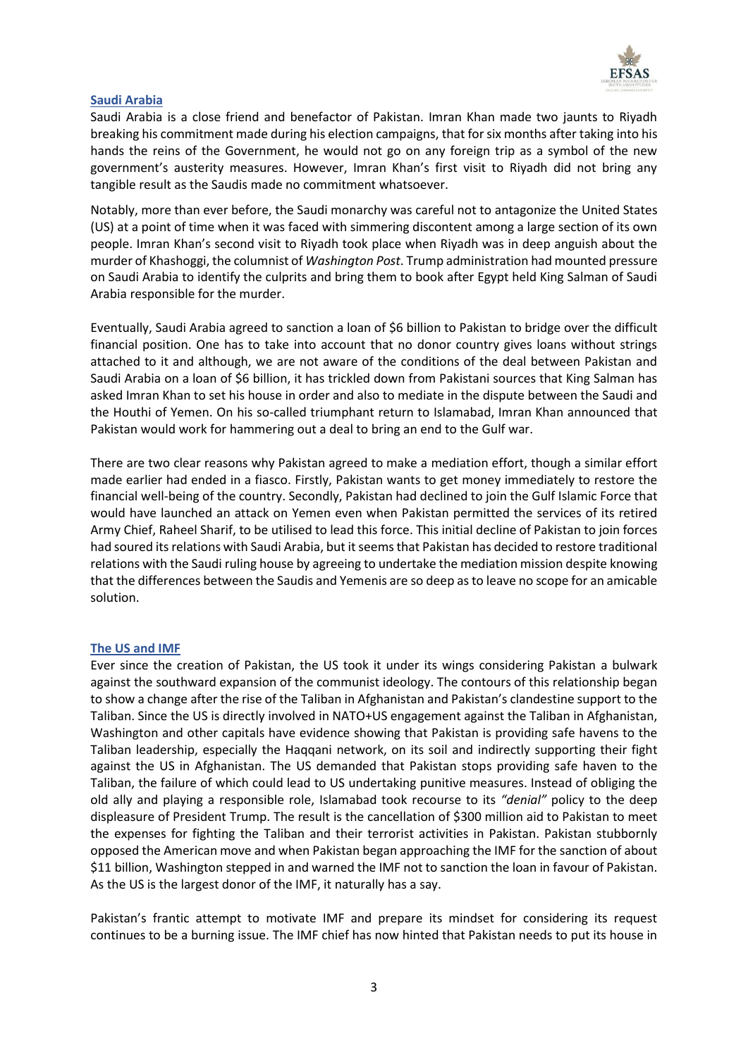## Saudi Arabia

Saudi Arabia is a close friend and benefactor of Pakistan. Imran Khan made two jaunts to Riyadh breaking his commitment made during his election campaigns, that for six months after taking into his hands the reins of the Government, he would not go on any foreign trip as a symbol of the new government's austerity measures. However, Imran Khan's first visit to Riyadh did not bring any tangible result as the Saudis made no commitment whatsoever.

Notably, more than ever before, the Saudi monarchy was careful not to antagonize the United States (US) at a point of time when it was faced with simmering discontent among a large section of its own people. Imran Khan's second visit to Riyadh took place when Riyadh was in deep anguish about the murder of Khashoggi, the columnist of *Washington Post*. Trump administration had mounted pressure on Saudi Arabia to identify the culprits and bring them to book after Egypt held King Salman of Saudi Arabia responsible for the murder.

Eventually, Saudi Arabia agreed to sanction a loan of $6 billion to Pakistan to bridge over the difficult financial position. One has to take into account that no donor country gives loans without strings attached to it and although, we are not aware of the conditions of the deal between Pakistan and Saudi Arabia on a loan of $6 billion, it has trickled down from Pakistani sources that King Salman has asked Imran Khan to set his house in order and also to mediate in the dispute between the Saudi and the Houthi of Yemen. On his so-called triumphant return to Islamabad, Imran Khan announced that Pakistan would work for hammering out a deal to bring an end to the Gulf war.

There are two clear reasons why Pakistan agreed to make a mediation effort, though a similar effort made earlier had ended in a fiasco. Firstly, Pakistan wants to get money immediately to restore the financial well-being of the country. Secondly, Pakistan had declined to join the Gulf Islamic Force that would have launched an attack on Yemen even when Pakistan permitted the services of its retired Army Chief, Raheel Sharif, to be utilised to lead this force. This initial decline of Pakistan to join forces had soured its relations with Saudi Arabia, but it seems that Pakistan has decided to restore traditional relations with the Saudi ruling house by agreeing to undertake the mediation mission despite knowing that the differences between the Saudis and Yemenis are so deep as to leave no scope for an amicable solution.

## The US and IMF

Ever since the creation of Pakistan, the US took it under its wings considering Pakistan a bulwark against the southward expansion of the communist ideology. The contours of this relationship began to show a change after the rise of the Taliban in Afghanistan and Pakistan's clandestine support to the Taliban. Since the US is directly involved in NATO+US engagement against the Taliban in Afghanistan, Washington and other capitals have evidence showing that Pakistan is providing safe havens to the Taliban leadership, especially the Haqqani network, on its soil and indirectly supporting their fight against the US in Afghanistan. The US demanded that Pakistan stops providing safe haven to the Taliban, the failure of which could lead to US undertaking punitive measures. Instead of obliging the old ally and playing a responsible role, Islamabad took recourse to its *"denial"* policy to the deep displeasure of President Trump. The result is the cancellation of $300 million aid to Pakistan to meet the expenses for fighting the Taliban and their terrorist activities in Pakistan. Pakistan stubbornly opposed the American move and when Pakistan began approaching the IMF for the sanction of about $11 billion, Washington stepped in and warned the IMF not to sanction the loan in favour of Pakistan. As the US is the largest donor of the IMF, it naturally has a say.

Pakistan's frantic attempt to motivate IMF and prepare its mindset for considering its request continues to be a burning issue. The IMF chief has now hinted that Pakistan needs to put its house in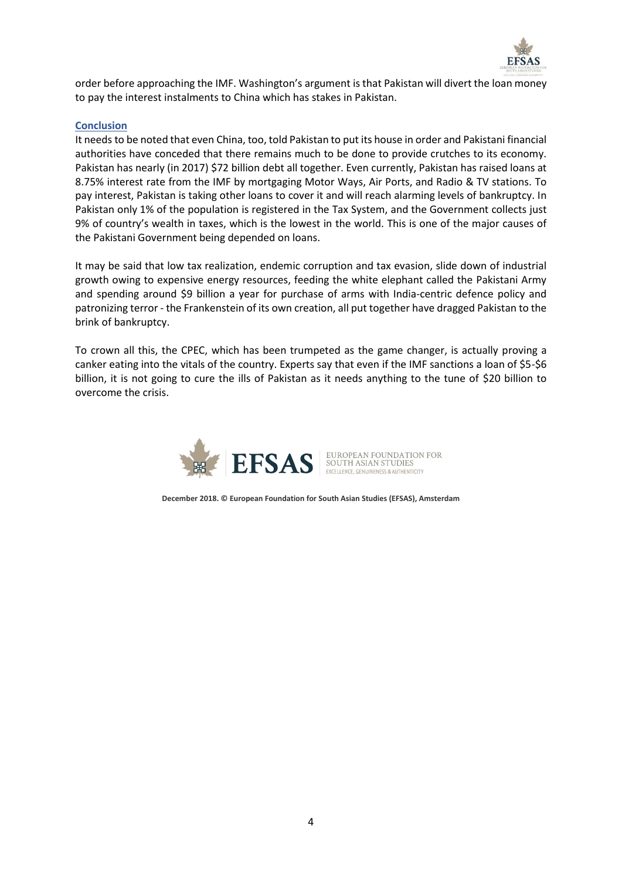order before approaching the IMF. Washington's argument is that Pakistan will divert the loan money to pay the interest instalments to China which has stakes in Pakistan.

## Conclusion

It needs to be noted that even China, too, told Pakistan to put its house in order and Pakistani financial authorities have conceded that there remains much to be done to provide crutches to its economy. Pakistan has nearly (in 2017) $72 billion debt all together. Even currently, Pakistan has raised loans at 8.75% interest rate from the IMF by mortgaging Motor Ways, Air Ports, and Radio & TV stations. To pay interest, Pakistan is taking other loans to cover it and will reach alarming levels of bankruptcy. In Pakistan only 1% of the population is registered in the Tax System, and the Government collects just 9% of country's wealth in taxes, which is the lowest in the world. This is one of the major causes of the Pakistani Government being depended on loans.

It may be said that low tax realization, endemic corruption and tax evasion, slide down of industrial growth owing to expensive energy resources, feeding the white elephant called the Pakistani Army and spending around $9 billion a year for purchase of arms with India-centric defence policy and patronizing terror - the Frankenstein of its own creation, all put together have dragged Pakistan to the brink of bankruptcy.

To crown all this, the CPEC, which has been trumpeted as the game changer, is actually proving a canker eating into the vitals of the country. Experts say that even if the IMF sanctions a loan of $5-$6 billion, it is not going to cure the ills of Pakistan as it needs anything to the tune of $20 billion to overcome the crisis.

EFSAS EUROPEAN FOUNDATION FOR SOUTH ASIAN STUDIES EXCELLENCE, GENUINENESS & AUTHENTICITY

**December 2018. © European Foundation for South Asian Studies (EFSAS), Amsterdam**